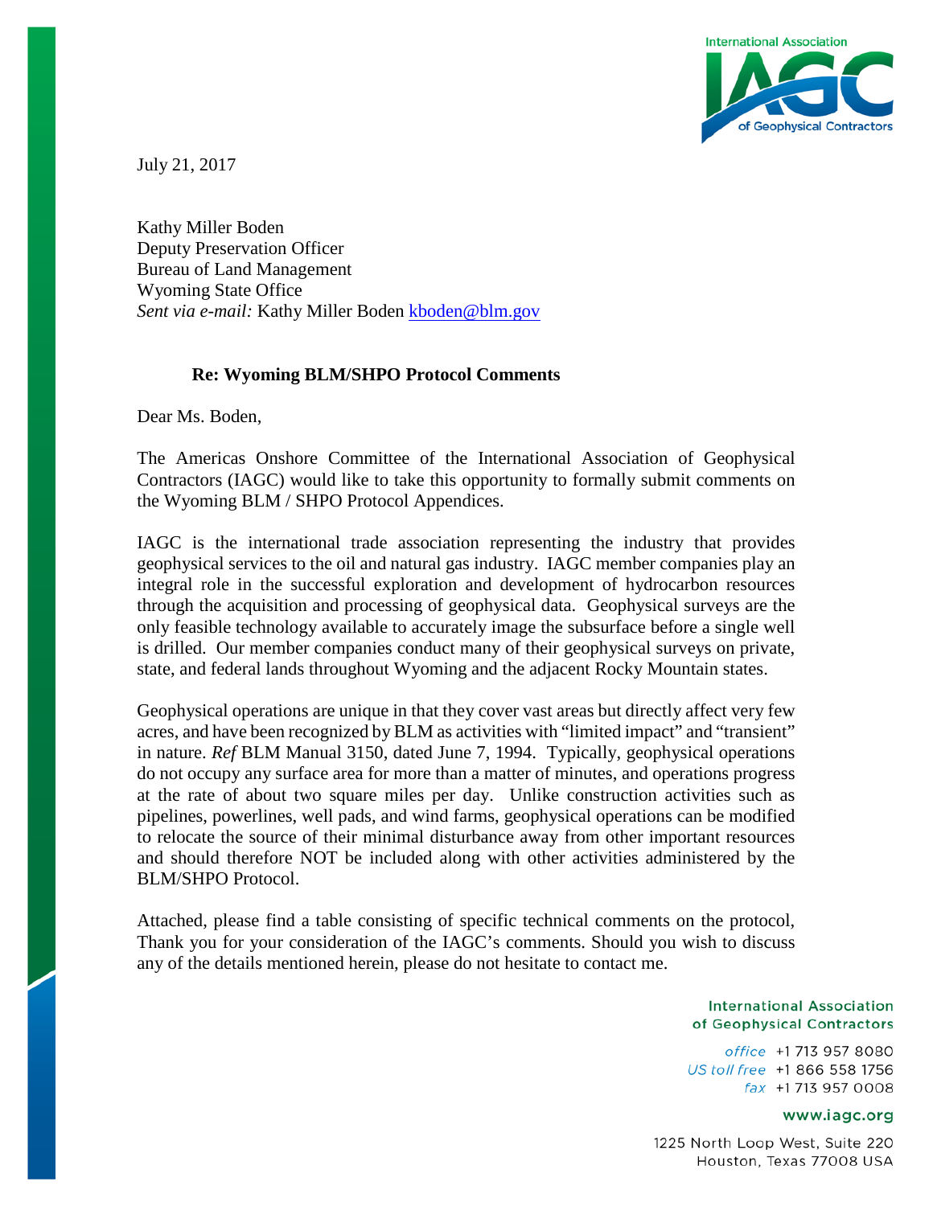July 21, 2017

Kathy Miller Boden
Deputy Preservation Officer
Bureau of Land Management
Wyoming State Office
*Sent via e-mail:* Kathy Miller Boden kboden@blm.gov

**Re: Wyoming BLM/SHPO Protocol Comments**

Dear Ms. Boden,

The Americas Onshore Committee of the International Association of Geophysical Contractors (IAGC) would like to take this opportunity to formally submit comments on the Wyoming BLM / SHPO Protocol Appendices.

IAGC is the international trade association representing the industry that provides geophysical services to the oil and natural gas industry. IAGC member companies play an integral role in the successful exploration and development of hydrocarbon resources through the acquisition and processing of geophysical data. Geophysical surveys are the only feasible technology available to accurately image the subsurface before a single well is drilled. Our member companies conduct many of their geophysical surveys on private, state, and federal lands throughout Wyoming and the adjacent Rocky Mountain states.

Geophysical operations are unique in that they cover vast areas but directly affect very few acres, and have been recognized by BLM as activities with "limited impact" and "transient" in nature. *Ref* BLM Manual 3150, dated June 7, 1994. Typically, geophysical operations do not occupy any surface area for more than a matter of minutes, and operations progress at the rate of about two square miles per day. Unlike construction activities such as pipelines, powerlines, well pads, and wind farms, geophysical operations can be modified to relocate the source of their minimal disturbance away from other important resources and should therefore NOT be included along with other activities administered by the BLM/SHPO Protocol.

Attached, please find a table consisting of specific technical comments on the protocol, Thank you for your consideration of the IAGC's comments. Should you wish to discuss any of the details mentioned herein, please do not hesitate to contact me.

International Association of Geophysical Contractors

*office* +1 713 957 8080
*US toll free* +1 866 558 1756
*fax* +1 713 957 0008

www.iagc.org

1225 North Loop West, Suite 220
Houston, Texas 77008 USA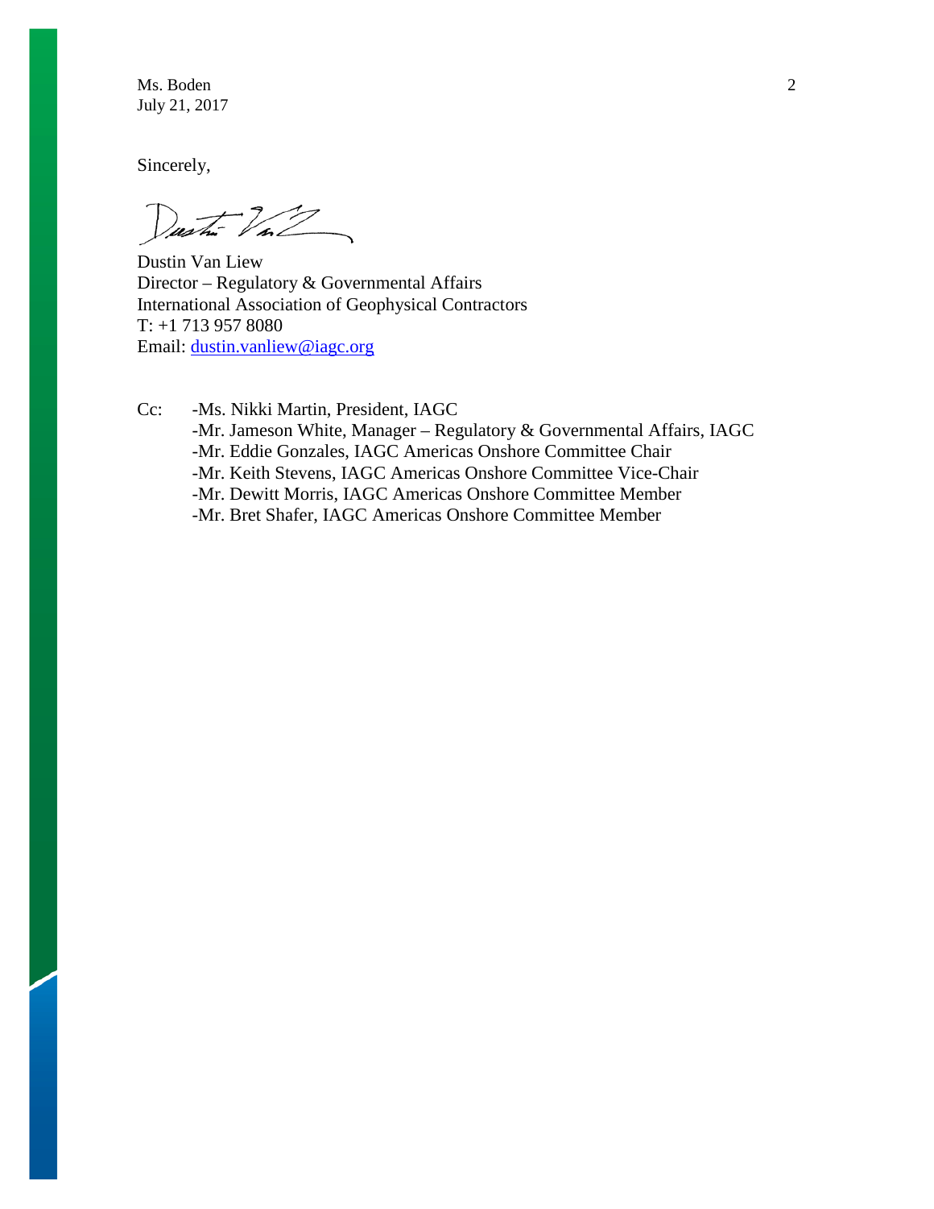Sincerely,

Dustin Van Liew
Director – Regulatory & Governmental Affairs
International Association of Geophysical Contractors
T: +1 713 957 8080
Email: dustin.vanliew@iagc.org

Cc: -Ms. Nikki Martin, President, IAGC
-Mr. Jameson White, Manager – Regulatory & Governmental Affairs, IAGC
-Mr. Eddie Gonzales, IAGC Americas Onshore Committee Chair
-Mr. Keith Stevens, IAGC Americas Onshore Committee Vice-Chair
-Mr. Dewitt Morris, IAGC Americas Onshore Committee Member
-Mr. Bret Shafer, IAGC Americas Onshore Committee Member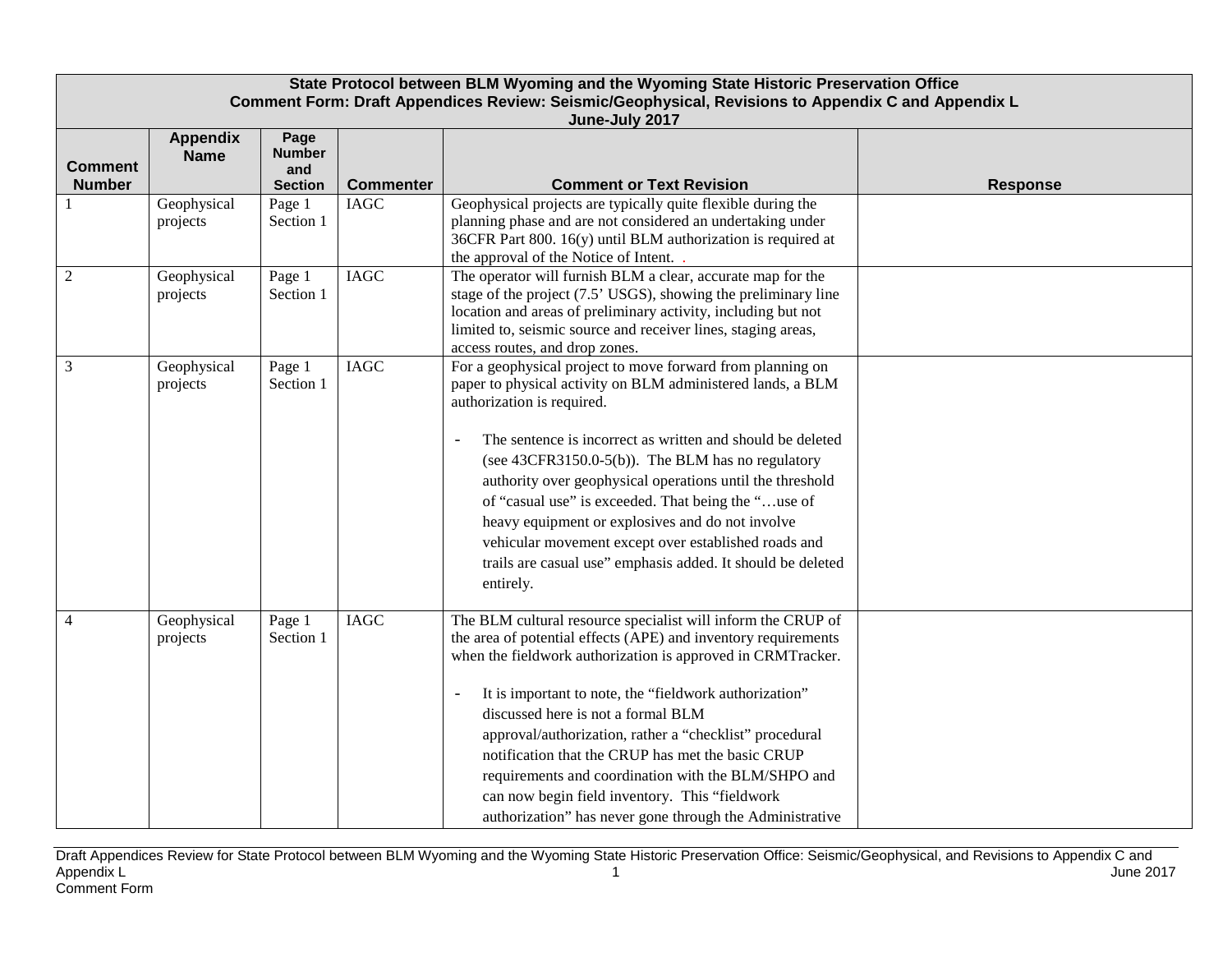| State Protocol between BLM Wyoming and the Wyoming State Historic Preservation Office<br>Comment Form: Draft Appendices Review: Seismic/Geophysical, Revisions to Appendix C and Appendix L<br>June-July 2017 | | | | | |
|---|---|---|---|---|---|
| **Comment Number** | **Appendix Name** | **Page Number and Section** | **Commenter** | **Comment or Text Revision** | **Response** |
| 1 | Geophysical projects | Page 1 Section 1 | IAGC | Geophysical projects are typically quite flexible during the planning phase and are not considered an undertaking under 36CFR Part 800. 16(y) until BLM authorization is required at the approval of the Notice of Intent. . | |
| 2 | Geophysical projects | Page 1 Section 1 | IAGC | The operator will furnish BLM a clear, accurate map for the stage of the project (7.5' USGS), showing the preliminary line location and areas of preliminary activity, including but not limited to, seismic source and receiver lines, staging areas, access routes, and drop zones. | |
| 3 | Geophysical projects | Page 1 Section 1 | IAGC | For a geophysical project to move forward from planning on paper to physical activity on BLM administered lands, a BLM authorization is required.<br><br>- The sentence is incorrect as written and should be deleted (see 43CFR3150.0-5(b)). The BLM has no regulatory authority over geophysical operations until the threshold of "casual use" is exceeded. That being the "…use of heavy equipment or explosives and do not involve vehicular movement except over established roads and trails are casual use" emphasis added. It should be deleted entirely. | |
| 4 | Geophysical projects | Page 1 Section 1 | IAGC | The BLM cultural resource specialist will inform the CRUP of the area of potential effects (APE) and inventory requirements when the fieldwork authorization is approved in CRMTracker.<br><br>- It is important to note, the "fieldwork authorization" discussed here is not a formal BLM approval/authorization, rather a "checklist" procedural notification that the CRUP has met the basic CRUP requirements and coordination with the BLM/SHPO and can now begin field inventory. This "fieldwork authorization" has never gone through the Administrative | |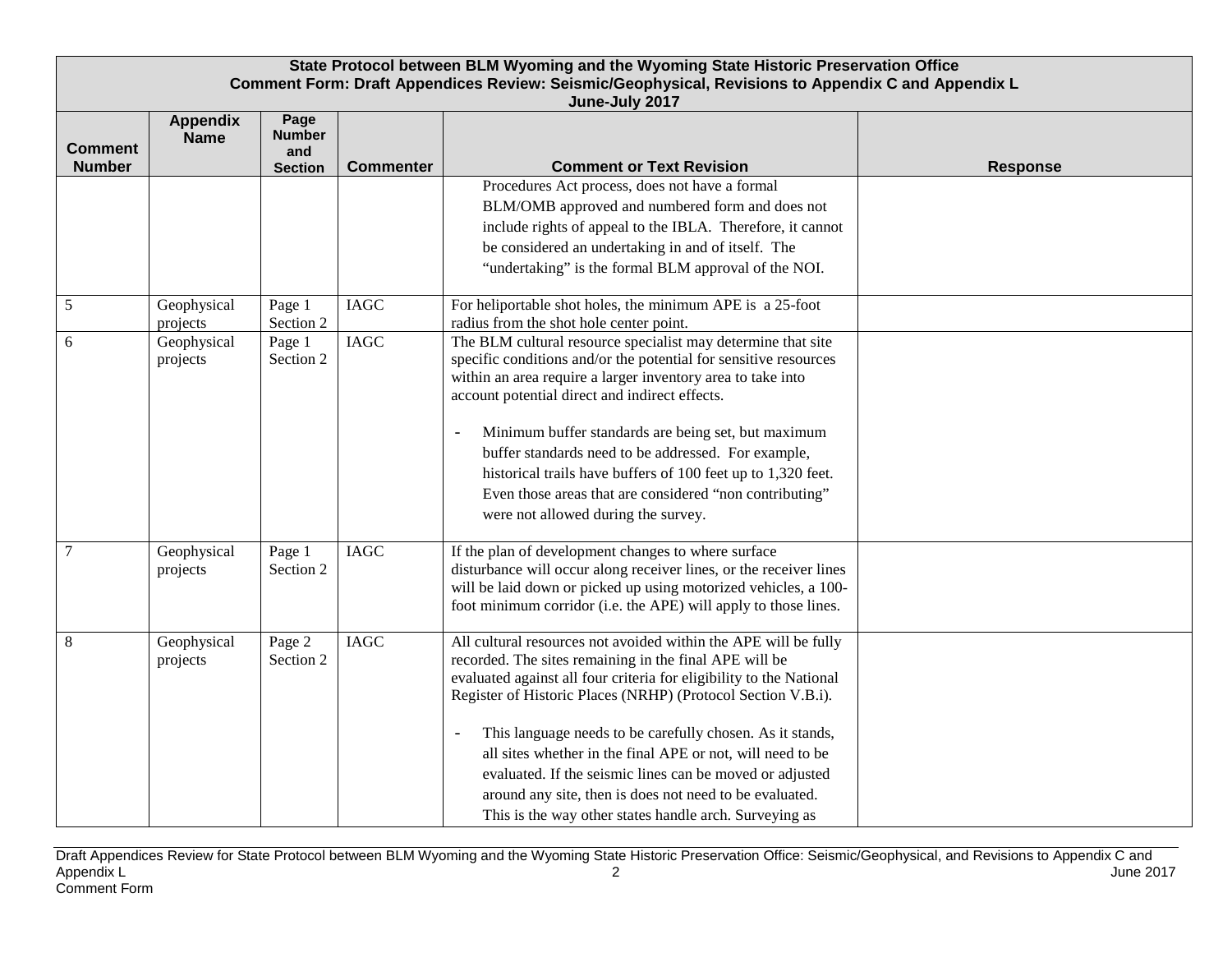| State Protocol between BLM Wyoming and the Wyoming State Historic Preservation Office<br>Comment Form: Draft Appendices Review: Seismic/Geophysical, Revisions to Appendix C and Appendix L<br>June-July 2017 | | | | | |
|---|---|---|---|---|---|
| **Comment Number** | **Appendix Name** | **Page Number and Section** | **Commenter** | **Comment or Text Revision** | **Response** |
| | | | | Procedures Act process, does not have a formal BLM/OMB approved and numbered form and does not include rights of appeal to the IBLA. Therefore, it cannot be considered an undertaking in and of itself. The "undertaking" is the formal BLM approval of the NOI. | |
| 5 | Geophysical projects | Page 1 Section 2 | IAGC | For heliportable shot holes, the minimum APE is a 25-foot radius from the shot hole center point. | |
| 6 | Geophysical projects | Page 1 Section 2 | IAGC | The BLM cultural resource specialist may determine that site specific conditions and/or the potential for sensitive resources within an area require a larger inventory area to take into account potential direct and indirect effects.<br><br>- Minimum buffer standards are being set, but maximum buffer standards need to be addressed. For example, historical trails have buffers of 100 feet up to 1,320 feet. Even those areas that are considered "non contributing" were not allowed during the survey. | |
| 7 | Geophysical projects | Page 1 Section 2 | IAGC | If the plan of development changes to where surface disturbance will occur along receiver lines, or the receiver lines will be laid down or picked up using motorized vehicles, a 100-foot minimum corridor (i.e. the APE) will apply to those lines. | |
| 8 | Geophysical projects | Page 2 Section 2 | IAGC | All cultural resources not avoided within the APE will be fully recorded. The sites remaining in the final APE will be evaluated against all four criteria for eligibility to the National Register of Historic Places (NRHP) (Protocol Section V.B.i).<br><br>- This language needs to be carefully chosen. As it stands, all sites whether in the final APE or not, will need to be evaluated. If the seismic lines can be moved or adjusted around any site, then is does not need to be evaluated. This is the way other states handle arch. Surveying as | |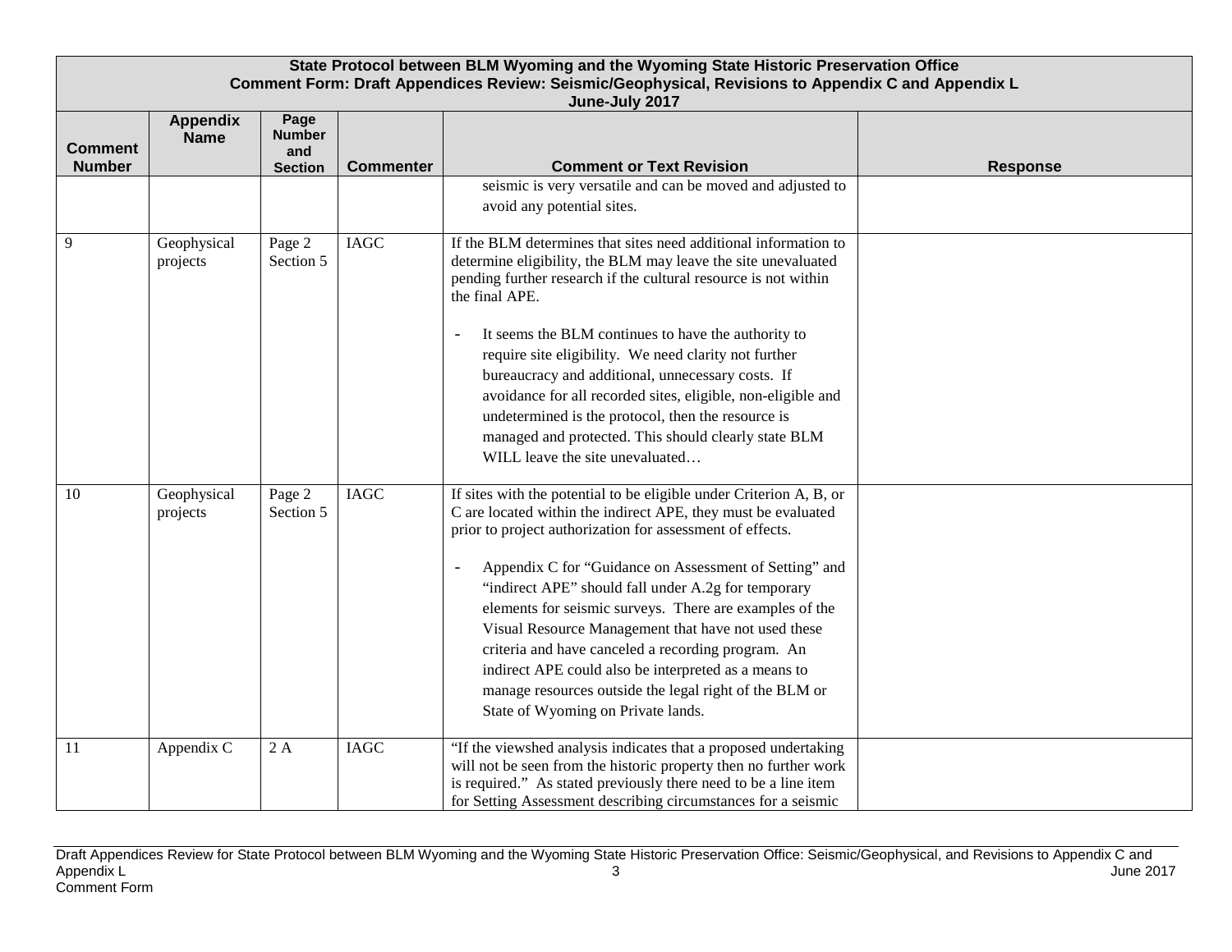# State Protocol between BLM Wyoming and the Wyoming State Historic Preservation Office
## Comment Form: Draft Appendices Review: Seismic/Geophysical, Revisions to Appendix C and Appendix L
### June-July 2017

| Comment Number | Appendix Name | Page Number and Section | Commenter | Comment or Text Revision | Response |
|---|---|---|---|---|---|
| | | | | seismic is very versatile and can be moved and adjusted to avoid any potential sites. | |
| 9 | Geophysical projects | Page 2 Section 5 | IAGC | If the BLM determines that sites need additional information to determine eligibility, the BLM may leave the site unevaluated pending further research if the cultural resource is not within the final APE.<br><br>- It seems the BLM continues to have the authority to require site eligibility. We need clarity not further bureaucracy and additional, unnecessary costs. If avoidance for all recorded sites, eligible, non-eligible and undetermined is the protocol, then the resource is managed and protected. This should clearly state BLM WILL leave the site unevaluated… | |
| 10 | Geophysical projects | Page 2 Section 5 | IAGC | If sites with the potential to be eligible under Criterion A, B, or C are located within the indirect APE, they must be evaluated prior to project authorization for assessment of effects.<br><br>- Appendix C for "Guidance on Assessment of Setting" and "indirect APE" should fall under A.2g for temporary elements for seismic surveys. There are examples of the Visual Resource Management that have not used these criteria and have canceled a recording program. An indirect APE could also be interpreted as a means to manage resources outside the legal right of the BLM or State of Wyoming on Private lands. | |
| 11 | Appendix C | 2 A | IAGC | "If the viewshed analysis indicates that a proposed undertaking will not be seen from the historic property then no further work is required." As stated previously there need to be a line item for Setting Assessment describing circumstances for a seismic | |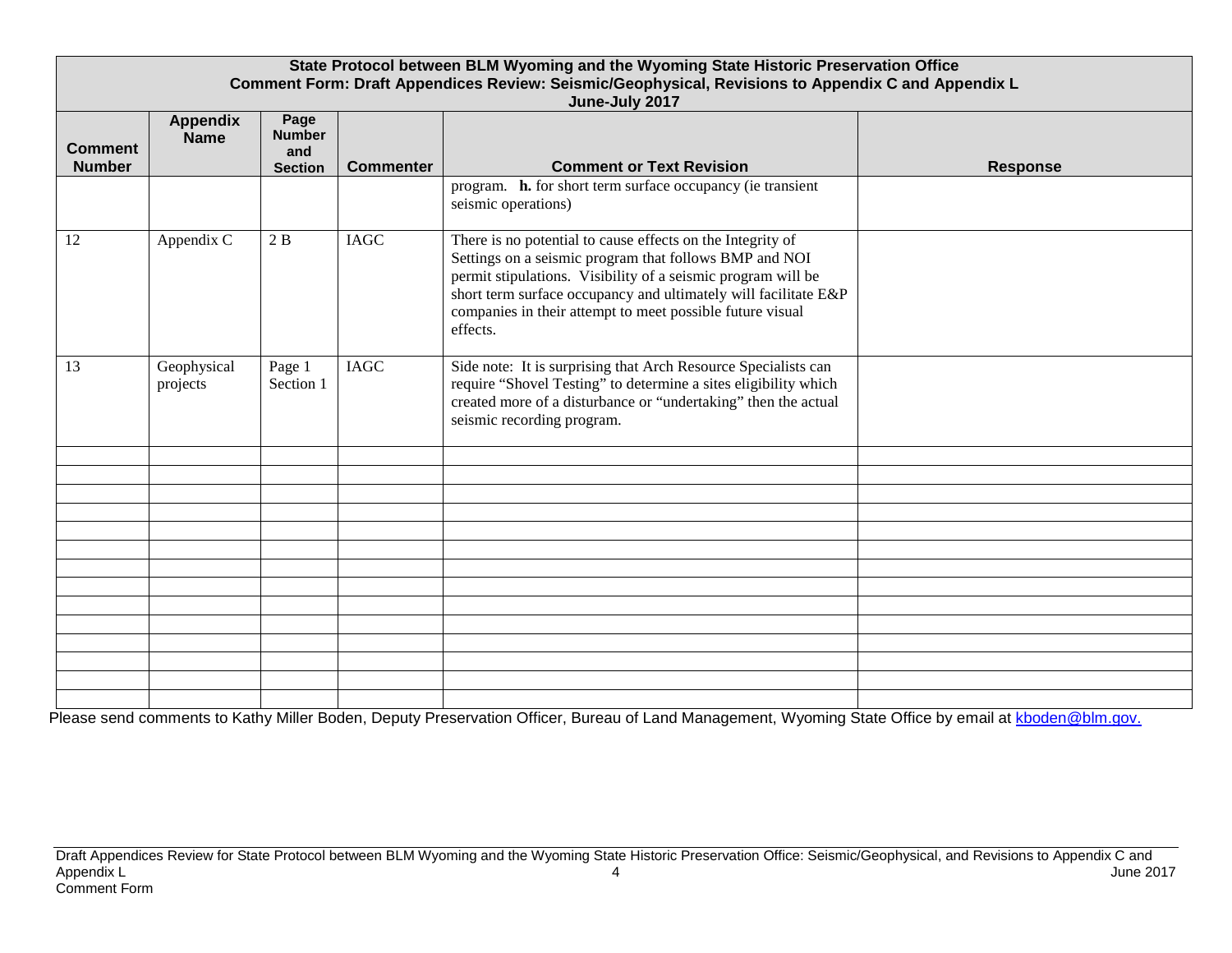| State Protocol between BLM Wyoming and the Wyoming State Historic Preservation Office<br>Comment Form: Draft Appendices Review: Seismic/Geophysical, Revisions to Appendix C and Appendix L<br>June-July 2017 | | | | | |
|---|---|---|---|---|---|
| **Comment Number** | **Appendix Name** | **Page Number and Section** | **Commenter** | **Comment or Text Revision** | **Response** |
| | | | | program. **h.** for short term surface occupancy (ie transient seismic operations) | |
| 12 | Appendix C | 2 B | IAGC | There is no potential to cause effects on the Integrity of Settings on a seismic program that follows BMP and NOI permit stipulations. Visibility of a seismic program will be short term surface occupancy and ultimately will facilitate E&P companies in their attempt to meet possible future visual effects. | |
| 13 | Geophysical projects | Page 1 Section 1 | IAGC | Side note: It is surprising that Arch Resource Specialists can require "Shovel Testing" to determine a sites eligibility which created more of a disturbance or "undertaking" then the actual seismic recording program. | |
| | | | | | |
| | | | | | |
| | | | | | |
| | | | | | |
| | | | | | |
| | | | | | |
| | | | | | |
| | | | | | |
| | | | | | |
| | | | | | |
| | | | | | |
| | | | | | |
| | | | | | |
| | | | | | |

Please send comments to Kathy Miller Boden, Deputy Preservation Officer, Bureau of Land Management, Wyoming State Office by email at kboden@blm.gov.